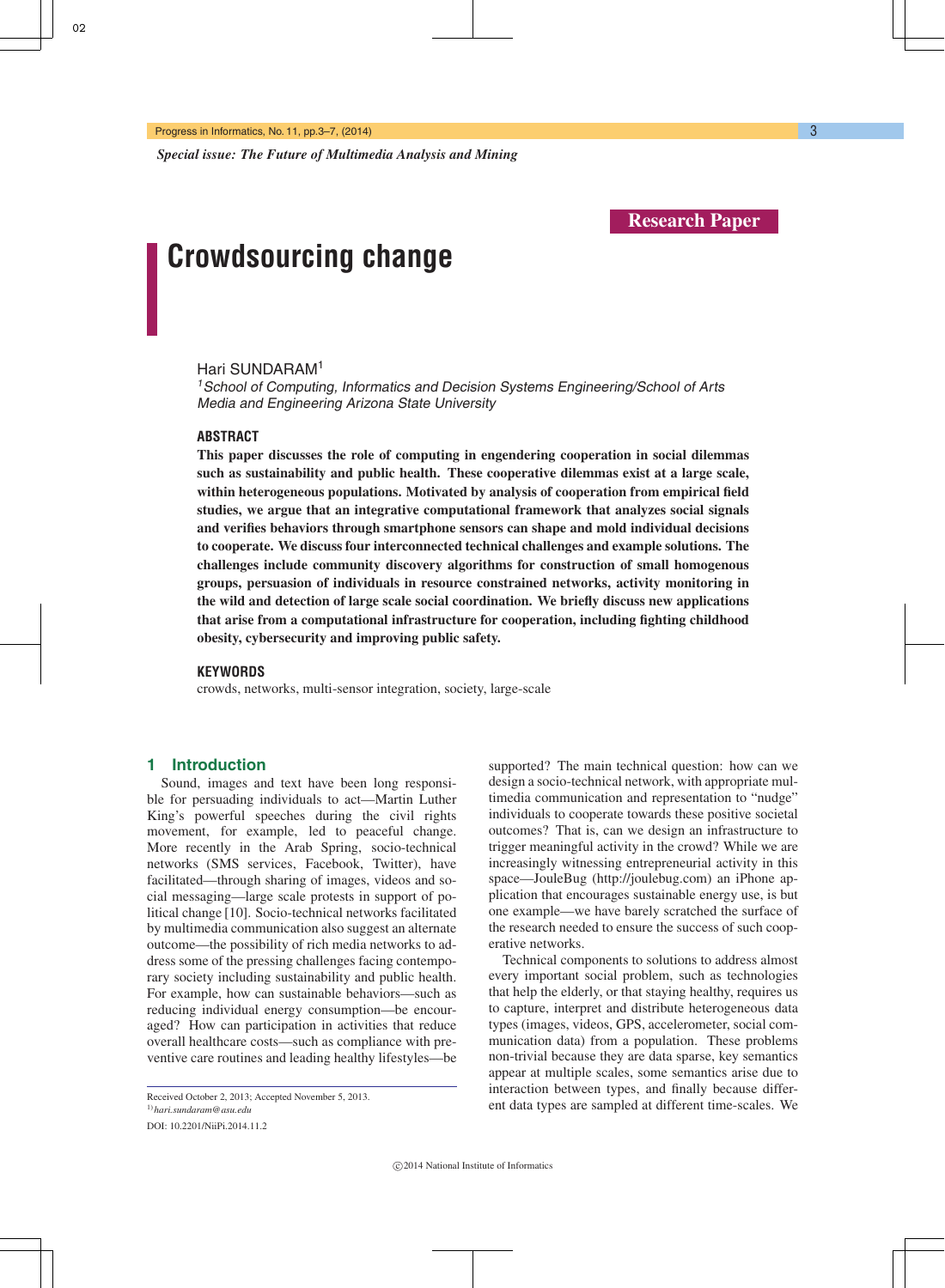Special issue: The Future of Multimedia Analysis and Mining

Research Paper

# Crowdsourcing change

Hari SUNDARAM[1]

[1]*School of Computing, Informatics and Decision Systems Engineering/School of Arts Media and Engineering Arizona State University*

## ABSTRACT

**This paper discusses the role of computing in engendering cooperation in social dilemmas such as sustainability and public health. These cooperative dilemmas exist at a large scale, within heterogeneous populations. Motivated by analysis of cooperation from empirical field studies, we argue that an integrative computational framework that analyzes social signals and verifies behaviors through smartphone sensors can shape and mold individual decisions to cooperate. We discuss four interconnected technical challenges and example solutions. The challenges include community discovery algorithms for construction of small homogenous groups, persuasion of individuals in resource constrained networks, activity monitoring in the wild and detection of large scale social coordination. We briefly discuss new applications that arise from a computational infrastructure for cooperation, including fighting childhood obesity, cybersecurity and improving public safety.**

## KEYWORDS

crowds, networks, multi-sensor integration, society, large-scale

## 1 Introduction

Sound, images and text have been long responsible for persuading individuals to act—Martin Luther King's powerful speeches during the civil rights movement, for example, led to peaceful change. More recently in the Arab Spring, socio-technical networks (SMS services, Facebook, Twitter), have facilitated—through sharing of images, videos and social messaging—large scale protests in support of political change [10]. Socio-technical networks facilitated by multimedia communication also suggest an alternate outcome—the possibility of rich media networks to address some of the pressing challenges facing contemporary society including sustainability and public health. For example, how can sustainable behaviors—such as reducing individual energy consumption—be encouraged? How can participation in activities that reduce overall healthcare costs—such as compliance with preventive care routines and leading healthy lifestyles—be supported? The main technical question: how can we design a socio-technical network, with appropriate multimedia communication and representation to "nudge" individuals to cooperate towards these positive societal outcomes? That is, can we design an infrastructure to trigger meaningful activity in the crowd? While we are increasingly witnessing entrepreneurial activity in this space—JouleBug (http://joulebug.com) an iPhone application that encourages sustainable energy use, is but one example—we have barely scratched the surface of the research needed to ensure the success of such cooperative networks.

Technical components to solutions to address almost every important social problem, such as technologies that help the elderly, or that staying healthy, requires us to capture, interpret and distribute heterogeneous data types (images, videos, GPS, accelerometer, social communication data) from a population. These problems non-trivial because they are data sparse, key semantics appear at multiple scales, some semantics arise due to interaction between types, and finally because different data types are sampled at different time-scales. We

---

Received October 2, 2013; Accepted November 5, 2013.

[1)] *hari.sundaram@asu.edu*

DOI: 10.2201/NiiPi.2014.11.2

©2014 National Institute of Informatics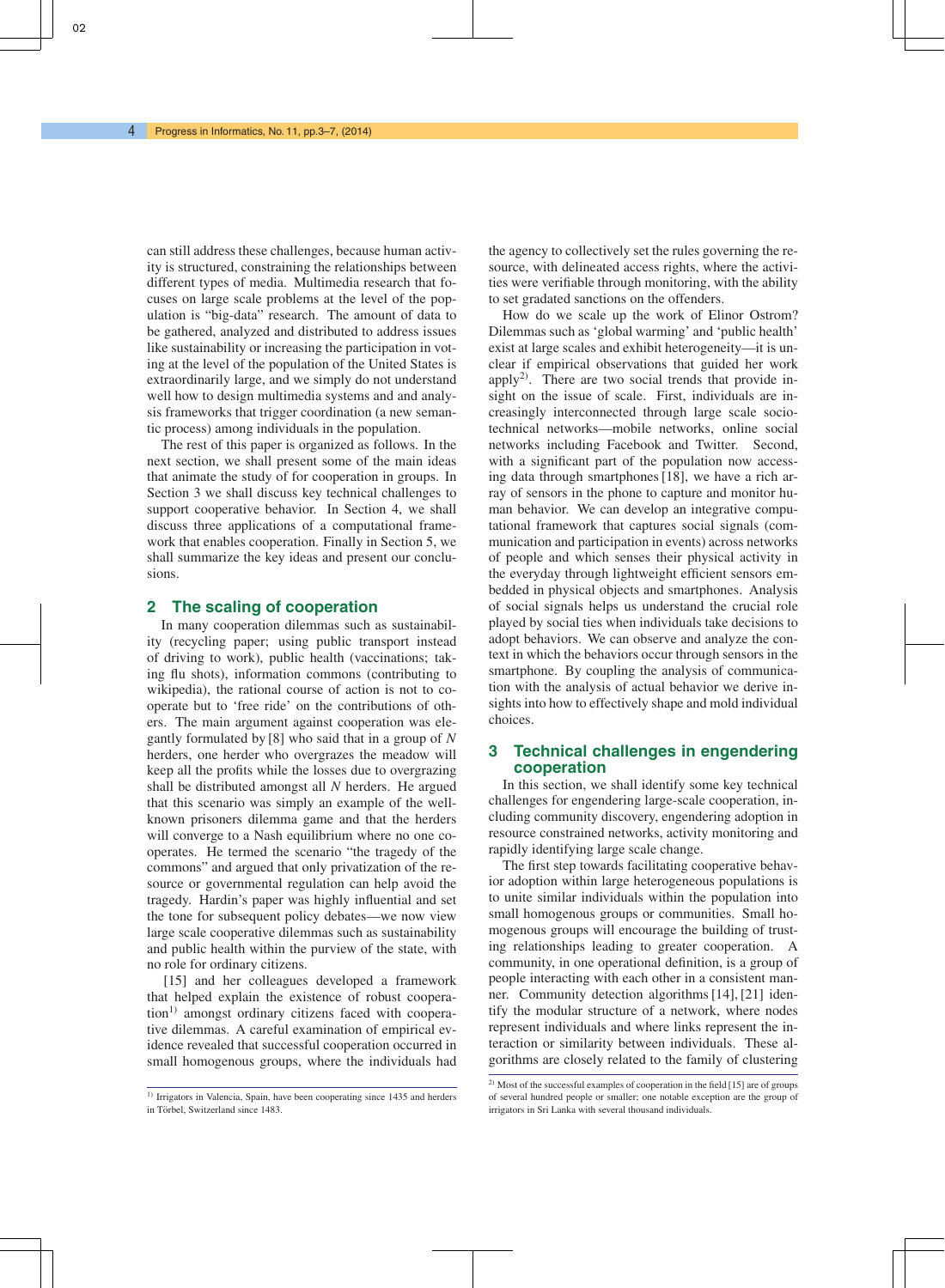can still address these challenges, because human activity is structured, constraining the relationships between different types of media. Multimedia research that focuses on large scale problems at the level of the population is "big-data" research. The amount of data to be gathered, analyzed and distributed to address issues like sustainability or increasing the participation in voting at the level of the population of the United States is extraordinarily large, and we simply do not understand well how to design multimedia systems and and analysis frameworks that trigger coordination (a new semantic process) among individuals in the population.

The rest of this paper is organized as follows. In the next section, we shall present some of the main ideas that animate the study of for cooperation in groups. In Section 3 we shall discuss key technical challenges to support cooperative behavior. In Section 4, we shall discuss three applications of a computational framework that enables cooperation. Finally in Section 5, we shall summarize the key ideas and present our conclusions.

## 2 The scaling of cooperation

In many cooperation dilemmas such as sustainability (recycling paper; using public transport instead of driving to work), public health (vaccinations; taking flu shots), information commons (contributing to wikipedia), the rational course of action is not to cooperate but to 'free ride' on the contributions of others. The main argument against cooperation was elegantly formulated by [8] who said that in a group of $N$ herders, one herder who overgrazes the meadow will keep all the profits while the losses due to overgrazing shall be distributed amongst all $N$ herders. He argued that this scenario was simply an example of the well-known prisoners dilemma game and that the herders will converge to a Nash equilibrium where no one cooperates. He termed the scenario "the tragedy of the commons" and argued that only privatization of the resource or governmental regulation can help avoid the tragedy. Hardin's paper was highly influential and set the tone for subsequent policy debates—we now view large scale cooperative dilemmas such as sustainability and public health within the purview of the state, with no role for ordinary citizens.

[15] and her colleagues developed a framework that helped explain the existence of robust cooperation[1] amongst ordinary citizens faced with cooperative dilemmas. A careful examination of empirical evidence revealed that successful cooperation occurred in small homogenous groups, where the individuals had the agency to collectively set the rules governing the resource, with delineated access rights, where the activities were verifiable through monitoring, with the ability to set gradated sanctions on the offenders.

How do we scale up the work of Elinor Ostrom? Dilemmas such as 'global warming' and 'public health' exist at large scales and exhibit heterogeneity—it is unclear if empirical observations that guided her work apply[2]. There are two social trends that provide insight on the issue of scale. First, individuals are increasingly interconnected through large scale socio-technical networks—mobile networks, online social networks including Facebook and Twitter. Second, with a significant part of the population now accessing data through smartphones [18], we have a rich array of sensors in the phone to capture and monitor human behavior. We can develop an integrative computational framework that captures social signals (communication and participation in events) across networks of people and which senses their physical activity in the everyday through lightweight efficient sensors embedded in physical objects and smartphones. Analysis of social signals helps us understand the crucial role played by social ties when individuals take decisions to adopt behaviors. We can observe and analyze the context in which the behaviors occur through sensors in the smartphone. By coupling the analysis of communication with the analysis of actual behavior we derive insights into how to effectively shape and mold individual choices.

## 3 Technical challenges in engendering cooperation

In this section, we shall identify some key technical challenges for engendering large-scale cooperation, including community discovery, engendering adoption in resource constrained networks, activity monitoring and rapidly identifying large scale change.

The first step towards facilitating cooperative behavior adoption within large heterogeneous populations is to unite similar individuals within the population into small homogenous groups or communities. Small homogenous groups will encourage the building of trusting relationships leading to greater cooperation. A community, in one operational definition, is a group of people interacting with each other in a consistent manner. Community detection algorithms [14], [21] identify the modular structure of a network, where nodes represent individuals and where links represent the interaction or similarity between individuals. These algorithms are closely related to the family of clustering

[1] Irrigators in Valencia, Spain, have been cooperating since 1435 and herders in Törbel, Switzerland since 1483.

[2] Most of the successful examples of cooperation in the field [15] are of groups of several hundred people or smaller; one notable exception are the group of irrigators in Sri Lanka with several thousand individuals.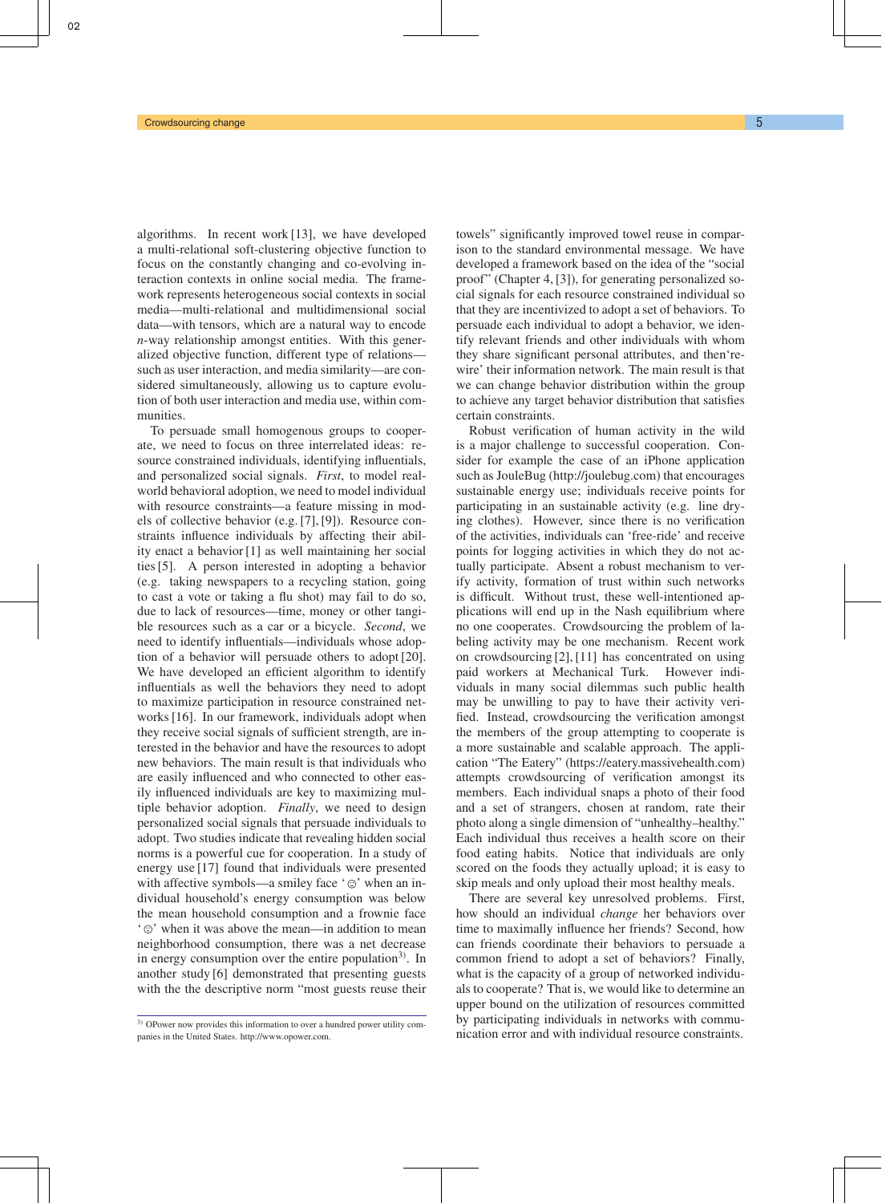algorithms. In recent work [13], we have developed a multi-relational soft-clustering objective function to focus on the constantly changing and co-evolving interaction contexts in online social media. The framework represents heterogeneous social contexts in social media—multi-relational and multidimensional social data—with tensors, which are a natural way to encode $n$-way relationship amongst entities. With this generalized objective function, different type of relations—such as user interaction, and media similarity—are considered simultaneously, allowing us to capture evolution of both user interaction and media use, within communities.

To persuade small homogenous groups to cooperate, we need to focus on three interrelated ideas: resource constrained individuals, identifying influentials, and personalized social signals. *First*, to model real-world behavioral adoption, we need to model individual with resource constraints—a feature missing in models of collective behavior (e.g. [7], [9]). Resource constraints influence individuals by affecting their ability enact a behavior [1] as well maintaining her social ties [5]. A person interested in adopting a behavior (e.g. taking newspapers to a recycling station, going to cast a vote or taking a flu shot) may fail to do so, due to lack of resources—time, money or other tangible resources such as a car or a bicycle. *Second*, we need to identify influentials—individuals whose adoption of a behavior will persuade others to adopt [20]. We have developed an efficient algorithm to identify influentials as well the behaviors they need to adopt to maximize participation in resource constrained networks [16]. In our framework, individuals adopt when they receive social signals of sufficient strength, are interested in the behavior and have the resources to adopt new behaviors. The main result is that individuals who are easily influenced and who connected to other easily influenced individuals are key to maximizing multiple behavior adoption. *Finally*, we need to design personalized social signals that persuade individuals to adopt. Two studies indicate that revealing hidden social norms is a powerful cue for cooperation. In a study of energy use [17] found that individuals were presented with affective symbols—a smiley face '☺' when an individual household's energy consumption was below the mean household consumption and a frownie face '☹' when it was above the mean—in addition to mean neighborhood consumption, there was a net decrease in energy consumption over the entire population[3]. In another study [6] demonstrated that presenting guests with the the descriptive norm "most guests reuse their towels" significantly improved towel reuse in comparison to the standard environmental message. We have developed a framework based on the idea of the "social proof" (Chapter 4, [3]), for generating personalized social signals for each resource constrained individual so that they are incentivized to adopt a set of behaviors. To persuade each individual to adopt a behavior, we identify relevant friends and other individuals with whom they share significant personal attributes, and then 're-wire' their information network. The main result is that we can change behavior distribution within the group to achieve any target behavior distribution that satisfies certain constraints.

Robust verification of human activity in the wild is a major challenge to successful cooperation. Consider for example the case of an iPhone application such as JouleBug (http://joulebug.com) that encourages sustainable energy use; individuals receive points for participating in an sustainable activity (e.g. line drying clothes). However, since there is no verification of the activities, individuals can 'free-ride' and receive points for logging activities in which they do not actually participate. Absent a robust mechanism to verify activity, formation of trust within such networks is difficult. Without trust, these well-intentioned applications will end up in the Nash equilibrium where no one cooperates. Crowdsourcing the problem of labeling activity may be one mechanism. Recent work on crowdsourcing [2], [11] has concentrated on using paid workers at Mechanical Turk. However individuals in many social dilemmas such public health may be unwilling to pay to have their activity verified. Instead, crowdsourcing the verification amongst the members of the group attempting to cooperate is a more sustainable and scalable approach. The application "The Eatery" (https://eatery.massivehealth.com) attempts crowdsourcing of verification amongst its members. Each individual snaps a photo of their food and a set of strangers, chosen at random, rate their photo along a single dimension of "unhealthy–healthy." Each individual thus receives a health score on their food eating habits. Notice that individuals are only scored on the foods they actually upload; it is easy to skip meals and only upload their most healthy meals.

There are several key unresolved problems. First, how should an individual *change* her behaviors over time to maximally influence her friends? Second, how can friends coordinate their behaviors to persuade a common friend to adopt a set of behaviors? Finally, what is the capacity of a group of networked individuals to cooperate? That is, we would like to determine an upper bound on the utilization of resources committed by participating individuals in networks with communication error and with individual resource constraints.

[3] OPower now provides this information to over a hundred power utility companies in the United States. http://www.opower.com.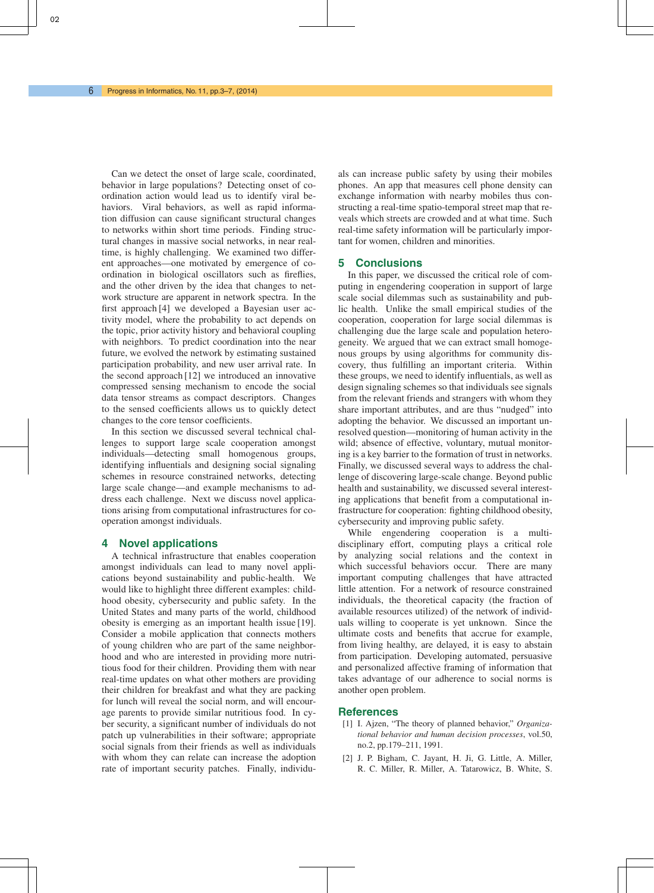Can we detect the onset of large scale, coordinated, behavior in large populations? Detecting onset of coordination action would lead us to identify viral behaviors. Viral behaviors, as well as rapid information diffusion can cause significant structural changes to networks within short time periods. Finding structural changes in massive social networks, in near realtime, is highly challenging. We examined two different approaches—one motivated by emergence of coordination in biological oscillators such as fireflies, and the other driven by the idea that changes to network structure are apparent in network spectra. In the first approach [4] we developed a Bayesian user activity model, where the probability to act depends on the topic, prior activity history and behavioral coupling with neighbors. To predict coordination into the near future, we evolved the network by estimating sustained participation probability, and new user arrival rate. In the second approach [12] we introduced an innovative compressed sensing mechanism to encode the social data tensor streams as compact descriptors. Changes to the sensed coefficients allows us to quickly detect changes to the core tensor coefficients.

In this section we discussed several technical challenges to support large scale cooperation amongst individuals—detecting small homogenous groups, identifying influentials and designing social signaling schemes in resource constrained networks, detecting large scale change—and example mechanisms to address each challenge. Next we discuss novel applications arising from computational infrastructures for cooperation amongst individuals.

## 4 Novel applications

A technical infrastructure that enables cooperation amongst individuals can lead to many novel applications beyond sustainability and public-health. We would like to highlight three different examples: childhood obesity, cybersecurity and public safety. In the United States and many parts of the world, childhood obesity is emerging as an important health issue [19]. Consider a mobile application that connects mothers of young children who are part of the same neighborhood and who are interested in providing more nutritious food for their children. Providing them with near real-time updates on what other mothers are providing their children for breakfast and what they are packing for lunch will reveal the social norm, and will encourage parents to provide similar nutritious food. In cyber security, a significant number of individuals do not patch up vulnerabilities in their software; appropriate social signals from their friends as well as individuals with whom they can relate can increase the adoption rate of important security patches. Finally, individuals can increase public safety by using their mobiles phones. An app that measures cell phone density can exchange information with nearby mobiles thus constructing a real-time spatio-temporal street map that reveals which streets are crowded and at what time. Such real-time safety information will be particularly important for women, children and minorities.

## 5 Conclusions

In this paper, we discussed the critical role of computing in engendering cooperation in support of large scale social dilemmas such as sustainability and public health. Unlike the small empirical studies of the cooperation, cooperation for large social dilemmas is challenging due the large scale and population heterogeneity. We argued that we can extract small homogenous groups by using algorithms for community discovery, thus fulfilling an important criteria. Within these groups, we need to identify influentials, as well as design signaling schemes so that individuals see signals from the relevant friends and strangers with whom they share important attributes, and are thus "nudged" into adopting the behavior. We discussed an important unresolved question—monitoring of human activity in the wild; absence of effective, voluntary, mutual monitoring is a key barrier to the formation of trust in networks. Finally, we discussed several ways to address the challenge of discovering large-scale change. Beyond public health and sustainability, we discussed several interesting applications that benefit from a computational infrastructure for cooperation: fighting childhood obesity, cybersecurity and improving public safety.

While engendering cooperation is a multidisciplinary effort, computing plays a critical role by analyzing social relations and the context in which successful behaviors occur. There are many important computing challenges that have attracted little attention. For a network of resource constrained individuals, the theoretical capacity (the fraction of available resources utilized) of the network of individuals willing to cooperate is yet unknown. Since the ultimate costs and benefits that accrue for example, from living healthy, are delayed, it is easy to abstain from participation. Developing automated, persuasive and personalized affective framing of information that takes advantage of our adherence to social norms is another open problem.

## References

[1] I. Ajzen, "The theory of planned behavior," *Organizational behavior and human decision processes*, vol.50, no.2, pp.179–211, 1991.

[2] J. P. Bigham, C. Jayant, H. Ji, G. Little, A. Miller, R. C. Miller, R. Miller, A. Tatarowicz, B. White, S.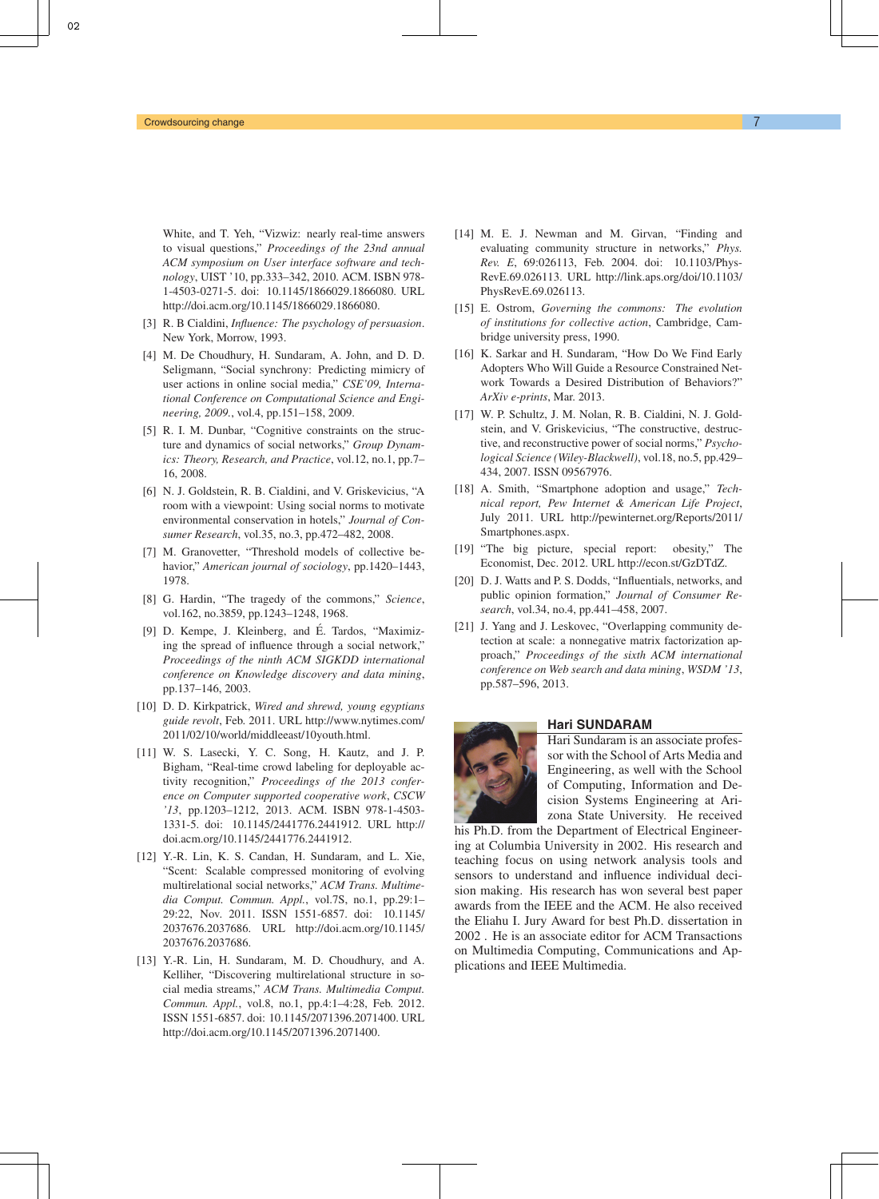White, and T. Yeh, "Vizwiz: nearly real-time answers to visual questions," *Proceedings of the 23nd annual ACM symposium on User interface software and technology*, UIST '10, pp.333–342, 2010. ACM. ISBN 978-1-4503-0271-5. doi: 10.1145/1866029.1866080. URL http://doi.acm.org/10.1145/1866029.1866080.

[3] R. B Cialdini, *Influence: The psychology of persuasion*. New York, Morrow, 1993.

[4] M. De Choudhury, H. Sundaram, A. John, and D. D. Seligmann, "Social synchrony: Predicting mimicry of user actions in online social media," *CSE'09, International Conference on Computational Science and Engineering, 2009.*, vol.4, pp.151–158, 2009.

[5] R. I. M. Dunbar, "Cognitive constraints on the structure and dynamics of social networks," *Group Dynamics: Theory, Research, and Practice*, vol.12, no.1, pp.7–16, 2008.

[6] N. J. Goldstein, R. B. Cialdini, and V. Griskevicius, "A room with a viewpoint: Using social norms to motivate environmental conservation in hotels," *Journal of Consumer Research*, vol.35, no.3, pp.472–482, 2008.

[7] M. Granovetter, "Threshold models of collective behavior," *American journal of sociology*, pp.1420–1443, 1978.

[8] G. Hardin, "The tragedy of the commons," *Science*, vol.162, no.3859, pp.1243–1248, 1968.

[9] D. Kempe, J. Kleinberg, and É. Tardos, "Maximizing the spread of influence through a social network," *Proceedings of the ninth ACM SIGKDD international conference on Knowledge discovery and data mining*, pp.137–146, 2003.

[10] D. D. Kirkpatrick, *Wired and shrewd, young egyptians guide revolt*, Feb. 2011. URL http://www.nytimes.com/2011/02/10/world/middleeast/10youth.html.

[11] W. S. Lasecki, Y. C. Song, H. Kautz, and J. P. Bigham, "Real-time crowd labeling for deployable activity recognition," *Proceedings of the 2013 conference on Computer supported cooperative work*, *CSCW '13*, pp.1203–1212, 2013. ACM. ISBN 978-1-4503-1331-5. doi: 10.1145/2441776.2441912. URL http://doi.acm.org/10.1145/2441776.2441912.

[12] Y.-R. Lin, K. S. Candan, H. Sundaram, and L. Xie, "Scent: Scalable compressed monitoring of evolving multirelational social networks," *ACM Trans. Multimedia Comput. Commun. Appl.*, vol.7S, no.1, pp.29:1–29:22, Nov. 2011. ISSN 1551-6857. doi: 10.1145/2037676.2037686. URL http://doi.acm.org/10.1145/2037676.2037686.

[13] Y.-R. Lin, H. Sundaram, M. D. Choudhury, and A. Kelliher, "Discovering multirelational structure in social media streams," *ACM Trans. Multimedia Comput. Commun. Appl.*, vol.8, no.1, pp.4:1–4:28, Feb. 2012. ISSN 1551-6857. doi: 10.1145/2071396.2071400. URL http://doi.acm.org/10.1145/2071396.2071400.

[14] M. E. J. Newman and M. Girvan, "Finding and evaluating community structure in networks," *Phys. Rev. E*, 69:026113, Feb. 2004. doi: 10.1103/PhysRevE.69.026113. URL http://link.aps.org/doi/10.1103/PhysRevE.69.026113.

[15] E. Ostrom, *Governing the commons: The evolution of institutions for collective action*, Cambridge, Cambridge university press, 1990.

[16] K. Sarkar and H. Sundaram, "How Do We Find Early Adopters Who Will Guide a Resource Constrained Network Towards a Desired Distribution of Behaviors?" *ArXiv e-prints*, Mar. 2013.

[17] W. P. Schultz, J. M. Nolan, R. B. Cialdini, N. J. Goldstein, and V. Griskevicius, "The constructive, destructive, and reconstructive power of social norms," *Psychological Science (Wiley-Blackwell)*, vol.18, no.5, pp.429–434, 2007. ISSN 09567976.

[18] A. Smith, "Smartphone adoption and usage," *Technical report, Pew Internet & American Life Project*, July 2011. URL http://pewinternet.org/Reports/2011/Smartphones.aspx.

[19] "The big picture, special report: obesity," The Economist, Dec. 2012. URL http://econ.st/GzDTdZ.

[20] D. J. Watts and P. S. Dodds, "Influentials, networks, and public opinion formation," *Journal of Consumer Research*, vol.34, no.4, pp.441–458, 2007.

[21] J. Yang and J. Leskovec, "Overlapping community detection at scale: a nonnegative matrix factorization approach," *Proceedings of the sixth ACM international conference on Web search and data mining*, *WSDM '13*, pp.587–596, 2013.

### Hari SUNDARAM

Hari Sundaram is an associate professor with the School of Arts Media and Engineering, as well with the School of Computing, Information and Decision Systems Engineering at Arizona State University. He received his Ph.D. from the Department of Electrical Engineering at Columbia University in 2002. His research and teaching focus on using network analysis tools and sensors to understand and influence individual decision making. His research has won several best paper awards from the IEEE and the ACM. He also received the Eliahu I. Jury Award for best Ph.D. dissertation in 2002 . He is an associate editor for ACM Transactions on Multimedia Computing, Communications and Applications and IEEE Multimedia.